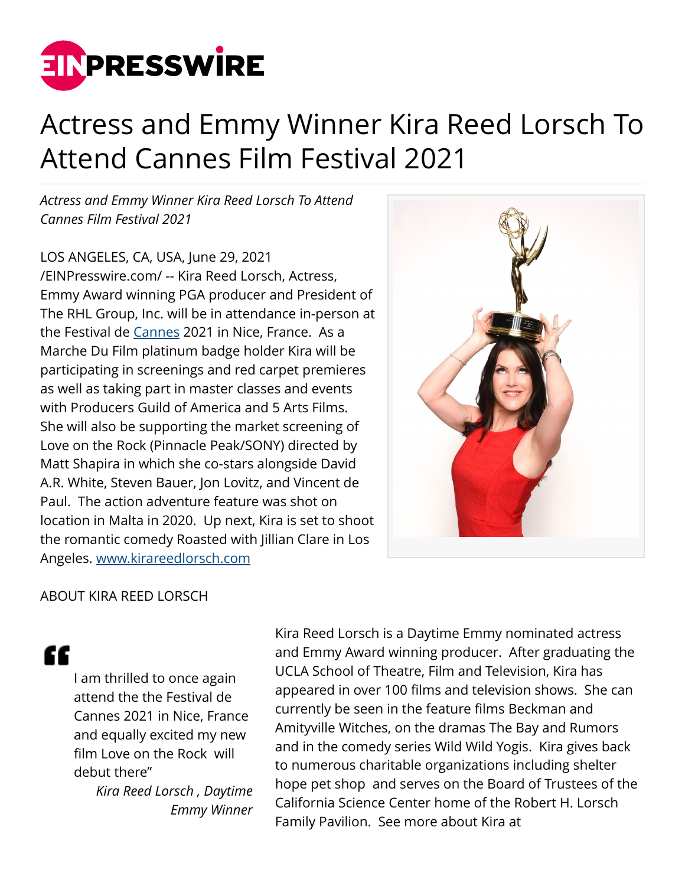# Actress and Emmy Winner Kira Reed Lorsch To Attend Cannes Film Festival 2021

*Actress and Emmy Winner Kira Reed Lorsch To Attend Cannes Film Festival 2021*

LOS ANGELES, CA, USA, June 29, 2021 /EINPresswire.com/ -- Kira Reed Lorsch, Actress, Emmy Award winning PGA producer and President of The RHL Group, Inc. will be in attendance in-person at the Festival de Cannes 2021 in Nice, France. As a Marche Du Film platinum badge holder Kira will be participating in screenings and red carpet premieres as well as taking part in master classes and events with Producers Guild of America and 5 Arts Films. She will also be supporting the market screening of Love on the Rock (Pinnacle Peak/SONY) directed by Matt Shapira in which she co-stars alongside David A.R. White, Steven Bauer, Jon Lovitz, and Vincent de Paul. The action adventure feature was shot on location in Malta in 2020. Up next, Kira is set to shoot the romantic comedy Roasted with Jillian Clare in Los Angeles. www.kirareedlorsch.com

ABOUT KIRA REED LORSCH

> I am thrilled to once again attend the the Festival de Cannes 2021 in Nice, France and equally excited my new film Love on the Rock will debut there"
>
> *Kira Reed Lorsch , Daytime Emmy Winner*

Kira Reed Lorsch is a Daytime Emmy nominated actress and Emmy Award winning producer. After graduating the UCLA School of Theatre, Film and Television, Kira has appeared in over 100 films and television shows. She can currently be seen in the feature films Beckman and Amityville Witches, on the dramas The Bay and Rumors and in the comedy series Wild Wild Yogis. Kira gives back to numerous charitable organizations including shelter hope pet shop and serves on the Board of Trustees of the California Science Center home of the Robert H. Lorsch Family Pavilion. See more about Kira at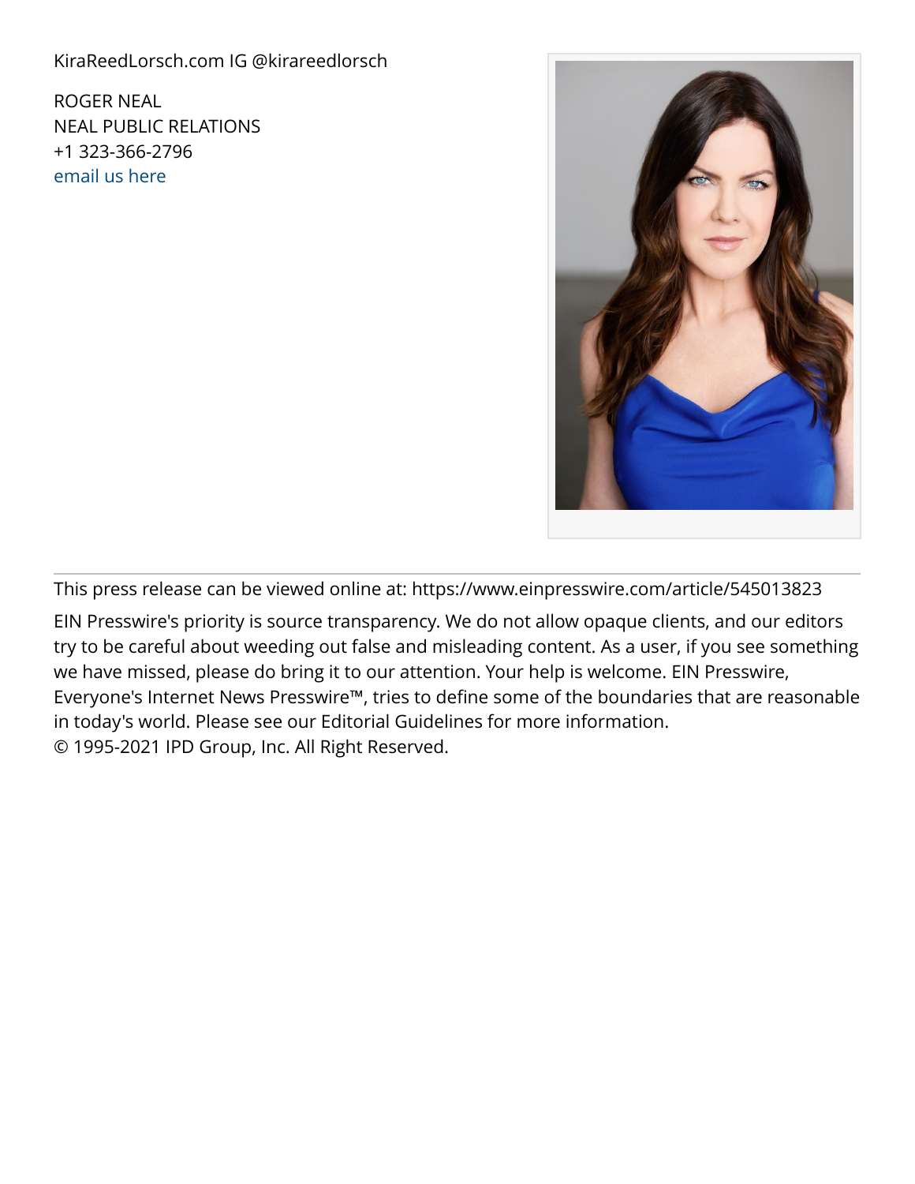KiraReedLorsch.com IG @kirareedlorsch

ROGER NEAL
NEAL PUBLIC RELATIONS
+1 323-366-2796
email us here

---

This press release can be viewed online at: https://www.einpresswire.com/article/545013823

EIN Presswire's priority is source transparency. We do not allow opaque clients, and our editors try to be careful about weeding out false and misleading content. As a user, if you see something we have missed, please do bring it to our attention. Your help is welcome. EIN Presswire, Everyone's Internet News Presswire™, tries to define some of the boundaries that are reasonable in today's world. Please see our Editorial Guidelines for more information.
© 1995-2021 IPD Group, Inc. All Right Reserved.